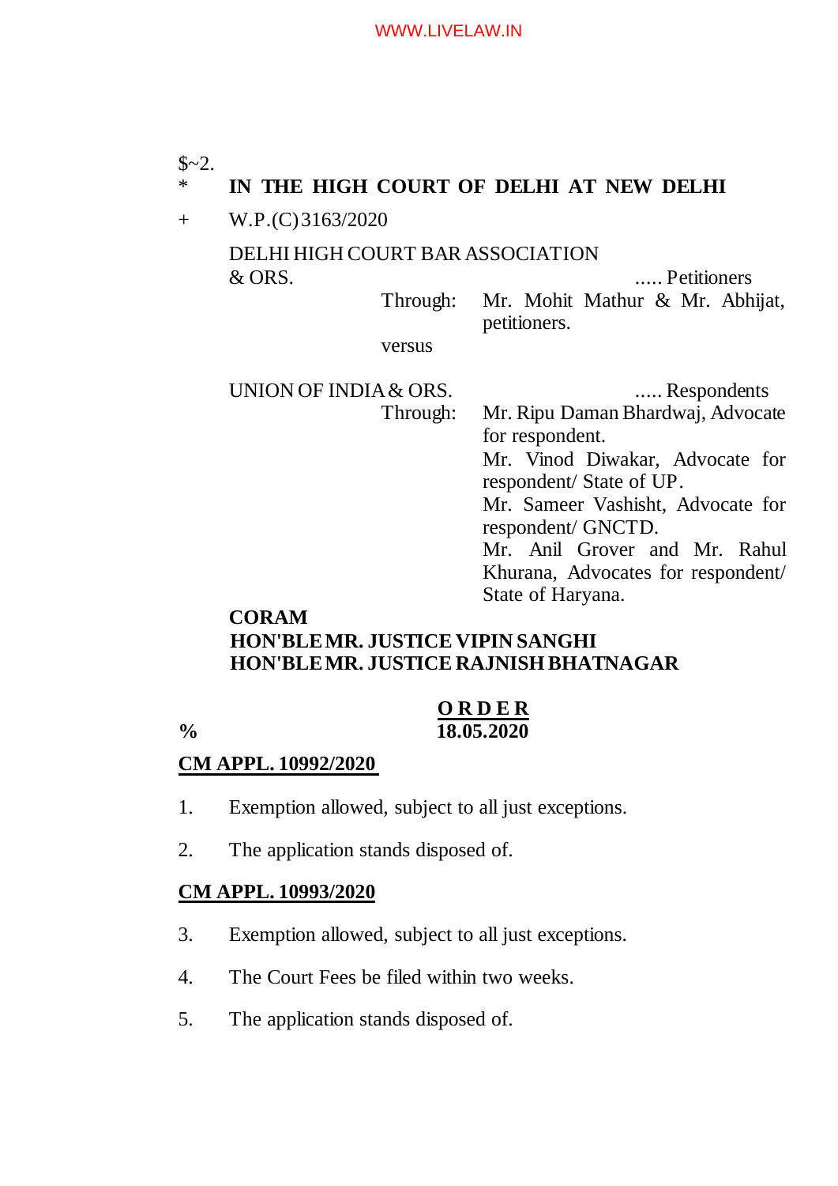$~2.

\* **IN THE HIGH COURT OF DELHI AT NEW DELHI**

\+ W.P.(C) 3163/2020

DELHI HIGH COURT BAR ASSOCIATION & ORS. ..... Petitioners

Through: Mr. Mohit Mathur & Mr. Abhijat, petitioners.

versus

UNION OF INDIA & ORS. ..... Respondents

Through: Mr. Ripu Daman Bhardwaj, Advocate for respondent.
Mr. Vinod Diwakar, Advocate for respondent/ State of UP.
Mr. Sameer Vashisht, Advocate for respondent/ GNCTD.
Mr. Anil Grover and Mr. Rahul Khurana, Advocates for respondent/ State of Haryana.

**CORAM**
**HON'BLE MR. JUSTICE VIPIN SANGHI**
**HON'BLE MR. JUSTICE RAJNISH BHATNAGAR**

**O R D E R**

% **18.05.2020**

**CM APPL. 10992/2020**

1. Exemption allowed, subject to all just exceptions.

2. The application stands disposed of.

**CM APPL. 10993/2020**

3. Exemption allowed, subject to all just exceptions.

4. The Court Fees be filed within two weeks.

5. The application stands disposed of.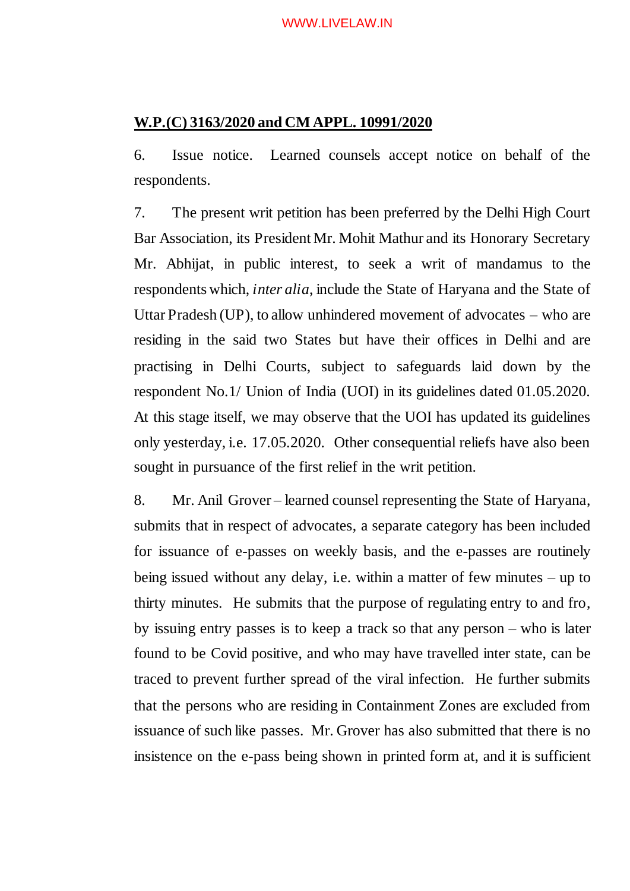**W.P.(C) 3163/2020 and CM APPL. 10991/2020**

6. Issue notice. Learned counsels accept notice on behalf of the respondents.

7. The present writ petition has been preferred by the Delhi High Court Bar Association, its President Mr. Mohit Mathur and its Honorary Secretary Mr. Abhijat, in public interest, to seek a writ of mandamus to the respondents which, *inter alia*, include the State of Haryana and the State of Uttar Pradesh (UP), to allow unhindered movement of advocates – who are residing in the said two States but have their offices in Delhi and are practising in Delhi Courts, subject to safeguards laid down by the respondent No.1/ Union of India (UOI) in its guidelines dated 01.05.2020. At this stage itself, we may observe that the UOI has updated its guidelines only yesterday, i.e. 17.05.2020. Other consequential reliefs have also been sought in pursuance of the first relief in the writ petition.

8. Mr. Anil Grover – learned counsel representing the State of Haryana, submits that in respect of advocates, a separate category has been included for issuance of e-passes on weekly basis, and the e-passes are routinely being issued without any delay, i.e. within a matter of few minutes – up to thirty minutes. He submits that the purpose of regulating entry to and fro, by issuing entry passes is to keep a track so that any person – who is later found to be Covid positive, and who may have travelled inter state, can be traced to prevent further spread of the viral infection. He further submits that the persons who are residing in Containment Zones are excluded from issuance of such like passes. Mr. Grover has also submitted that there is no insistence on the e-pass being shown in printed form at, and it is sufficient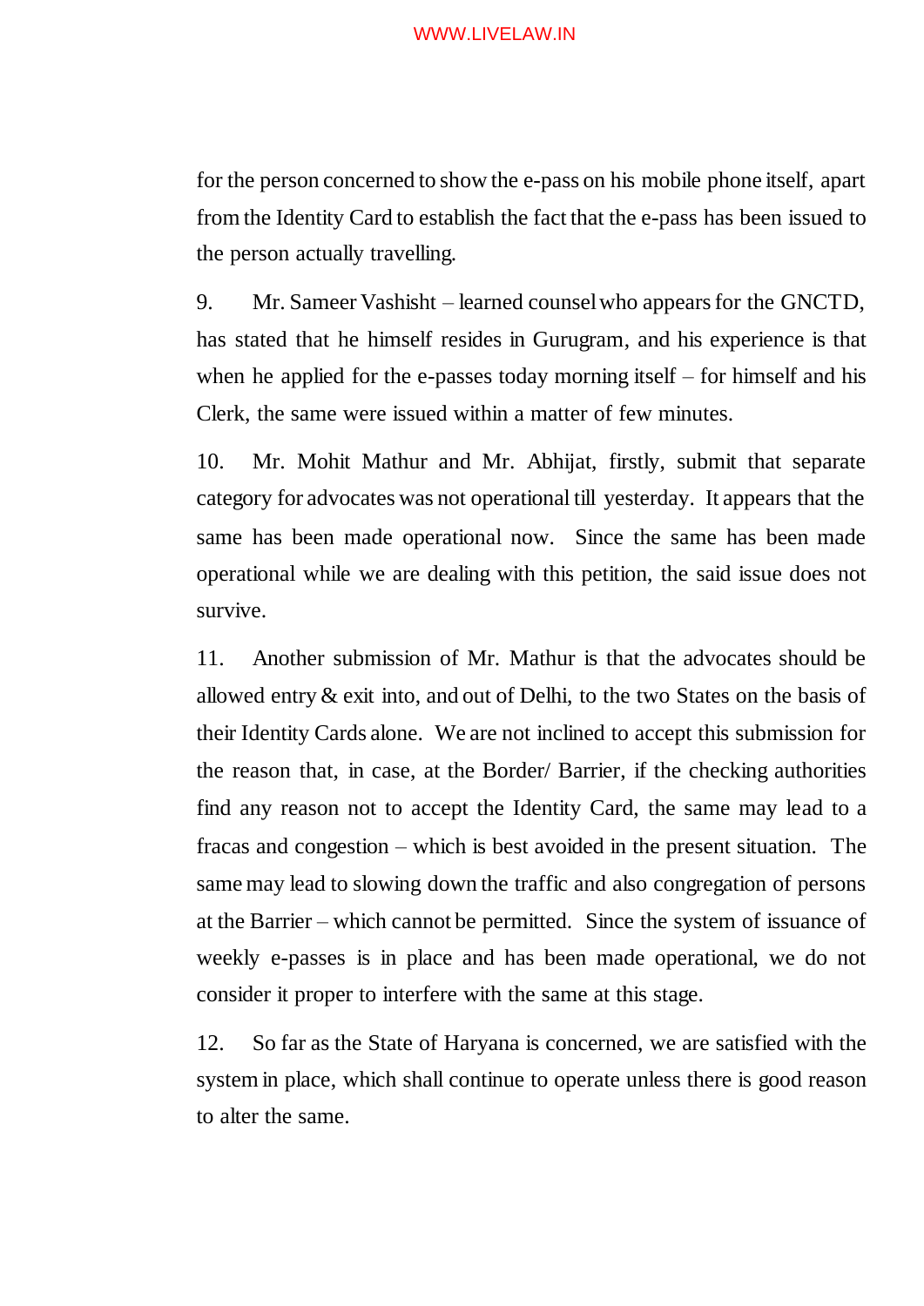for the person concerned to show the e-pass on his mobile phone itself, apart from the Identity Card to establish the fact that the e-pass has been issued to the person actually travelling.

9. Mr. Sameer Vashisht – learned counsel who appears for the GNCTD, has stated that he himself resides in Gurugram, and his experience is that when he applied for the e-passes today morning itself – for himself and his Clerk, the same were issued within a matter of few minutes.

10. Mr. Mohit Mathur and Mr. Abhijat, firstly, submit that separate category for advocates was not operational till yesterday. It appears that the same has been made operational now. Since the same has been made operational while we are dealing with this petition, the said issue does not survive.

11. Another submission of Mr. Mathur is that the advocates should be allowed entry & exit into, and out of Delhi, to the two States on the basis of their Identity Cards alone. We are not inclined to accept this submission for the reason that, in case, at the Border/ Barrier, if the checking authorities find any reason not to accept the Identity Card, the same may lead to a fracas and congestion – which is best avoided in the present situation. The same may lead to slowing down the traffic and also congregation of persons at the Barrier – which cannot be permitted. Since the system of issuance of weekly e-passes is in place and has been made operational, we do not consider it proper to interfere with the same at this stage.

12. So far as the State of Haryana is concerned, we are satisfied with the system in place, which shall continue to operate unless there is good reason to alter the same.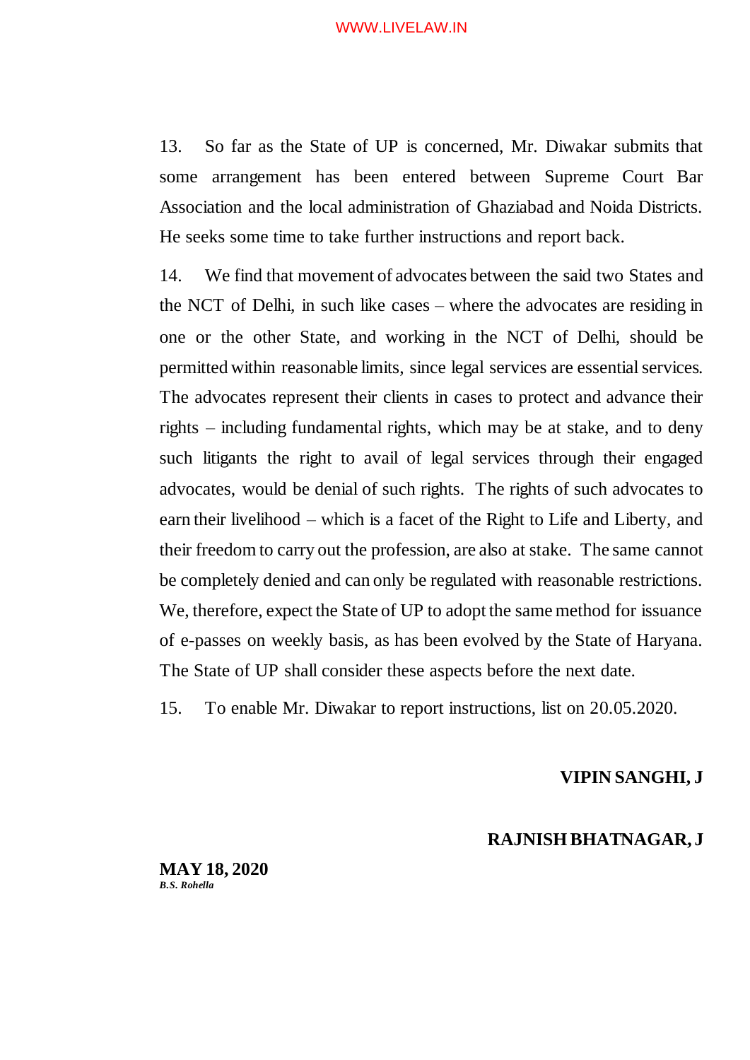13. So far as the State of UP is concerned, Mr. Diwakar submits that some arrangement has been entered between Supreme Court Bar Association and the local administration of Ghaziabad and Noida Districts. He seeks some time to take further instructions and report back.

14. We find that movement of advocates between the said two States and the NCT of Delhi, in such like cases – where the advocates are residing in one or the other State, and working in the NCT of Delhi, should be permitted within reasonable limits, since legal services are essential services. The advocates represent their clients in cases to protect and advance their rights – including fundamental rights, which may be at stake, and to deny such litigants the right to avail of legal services through their engaged advocates, would be denial of such rights. The rights of such advocates to earn their livelihood – which is a facet of the Right to Life and Liberty, and their freedom to carry out the profession, are also at stake. The same cannot be completely denied and can only be regulated with reasonable restrictions. We, therefore, expect the State of UP to adopt the same method for issuance of e-passes on weekly basis, as has been evolved by the State of Haryana. The State of UP shall consider these aspects before the next date.

15. To enable Mr. Diwakar to report instructions, list on 20.05.2020.

**VIPIN SANGHI, J**

**RAJNISH BHATNAGAR, J**

**MAY 18, 2020**
***B.S. Rohella***